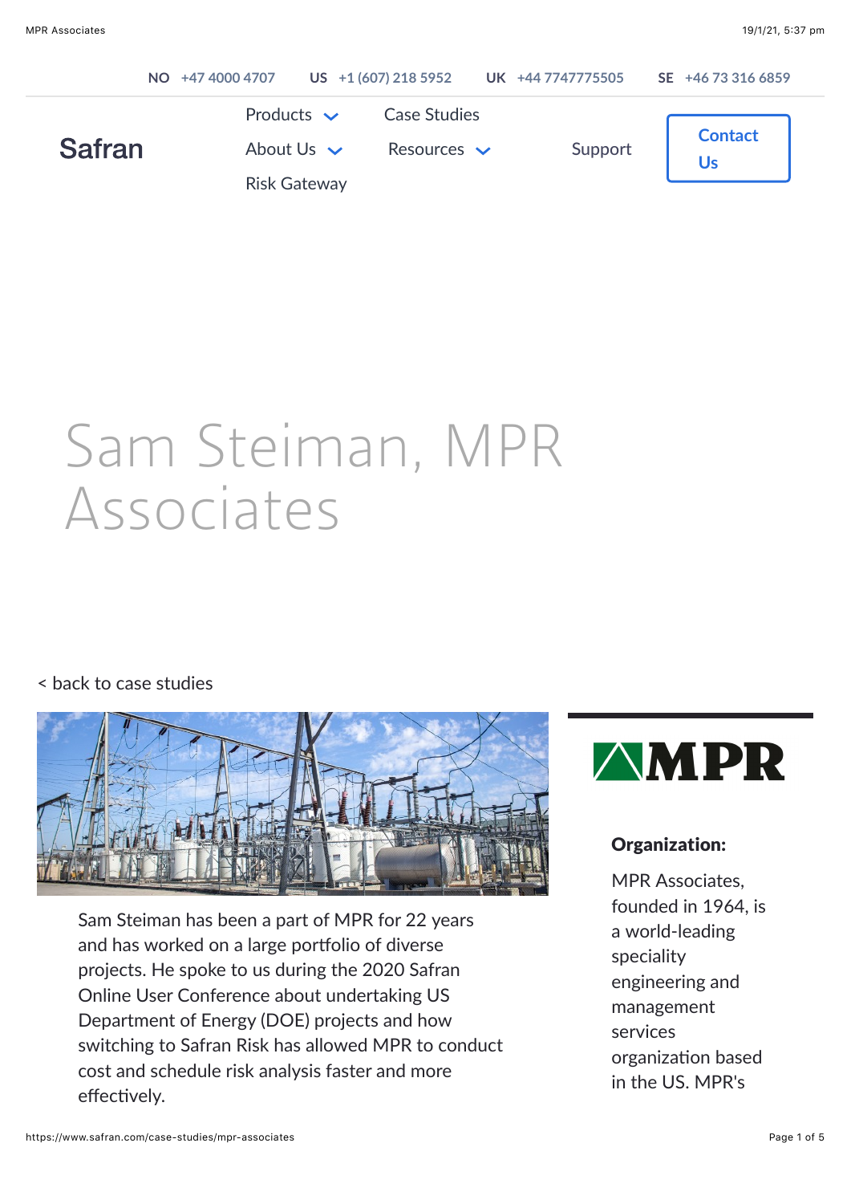NO +47 4000 4707 US +1 (607) 218 5952 UK +44 7747775505 SE +46 73 316 6859

Safran

Products About Us Risk Gateway Case Studies Resources Support Contact Us

# Sam Steiman, MPR Associates

< back to case studies

Sam Steiman has been a part of MPR for 22 years and has worked on a large portfolio of diverse projects. He spoke to us during the 2020 Safran Online User Conference about undertaking US Department of Energy (DOE) projects and how switching to Safran Risk has allowed MPR to conduct cost and schedule risk analysis faster and more effectively.

**Organization:**

MPR Associates, founded in 1964, is a world-leading speciality engineering and management services organization based in the US. MPR's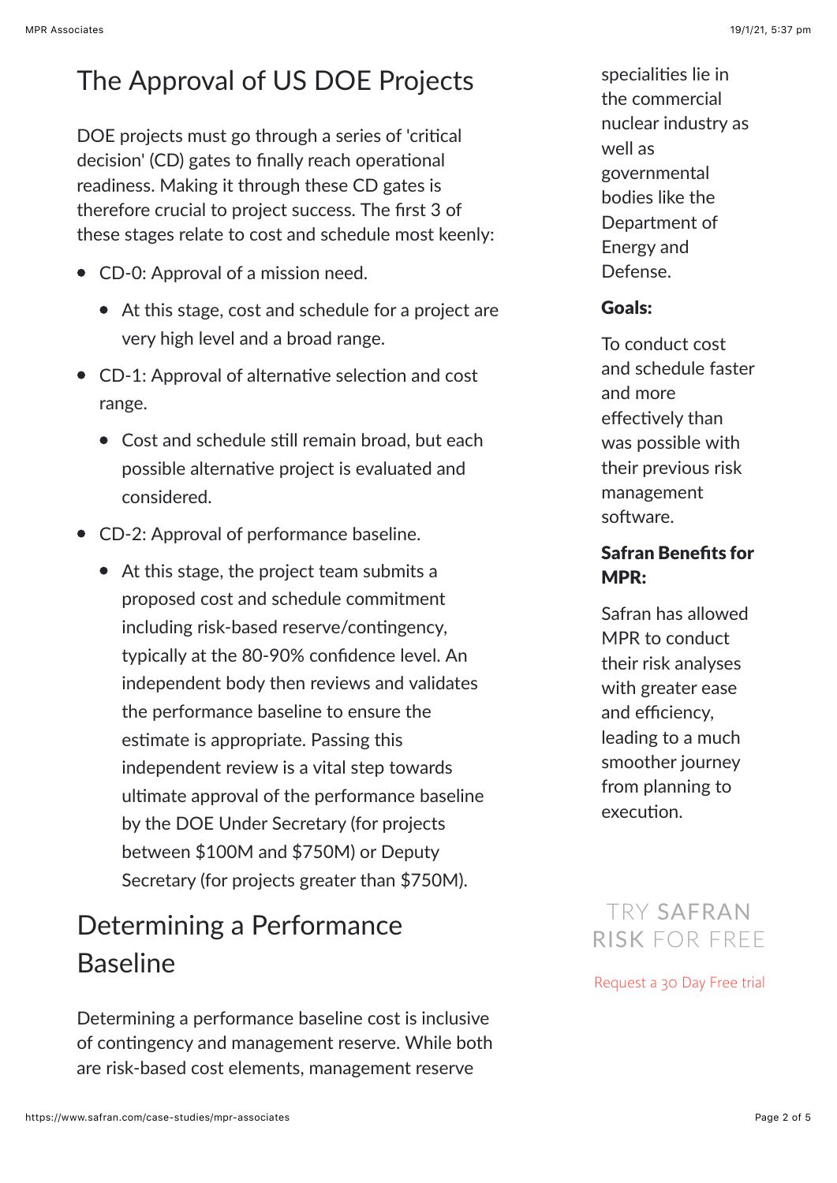## The Approval of US DOE Projects

DOE projects must go through a series of 'critical decision' (CD) gates to finally reach operational readiness. Making it through these CD gates is therefore crucial to project success. The first 3 of these stages relate to cost and schedule most keenly:

- CD-0: Approval of a mission need.
  - At this stage, cost and schedule for a project are very high level and a broad range.
- CD-1: Approval of alternative selection and cost range.
  - Cost and schedule still remain broad, but each possible alternative project is evaluated and considered.
- CD-2: Approval of performance baseline.
  - At this stage, the project team submits a proposed cost and schedule commitment including risk-based reserve/contingency, typically at the 80-90% confidence level. An independent body then reviews and validates the performance baseline to ensure the estimate is appropriate. Passing this independent review is a vital step towards ultimate approval of the performance baseline by the DOE Under Secretary (for projects between $100M and $750M) or Deputy Secretary (for projects greater than $750M).

## Determining a Performance Baseline

Determining a performance baseline cost is inclusive of contingency and management reserve. While both are risk-based cost elements, management reserve

specialities lie in the commercial nuclear industry as well as governmental bodies like the Department of Energy and Defense.

**Goals:**

To conduct cost and schedule faster and more effectively than was possible with their previous risk management software.

**Safran Benefits for MPR:**

Safran has allowed MPR to conduct their risk analyses with greater ease and efficiency, leading to a much smoother journey from planning to execution.

TRY SAFRAN RISK FOR FREE

Request a 30 Day Free trial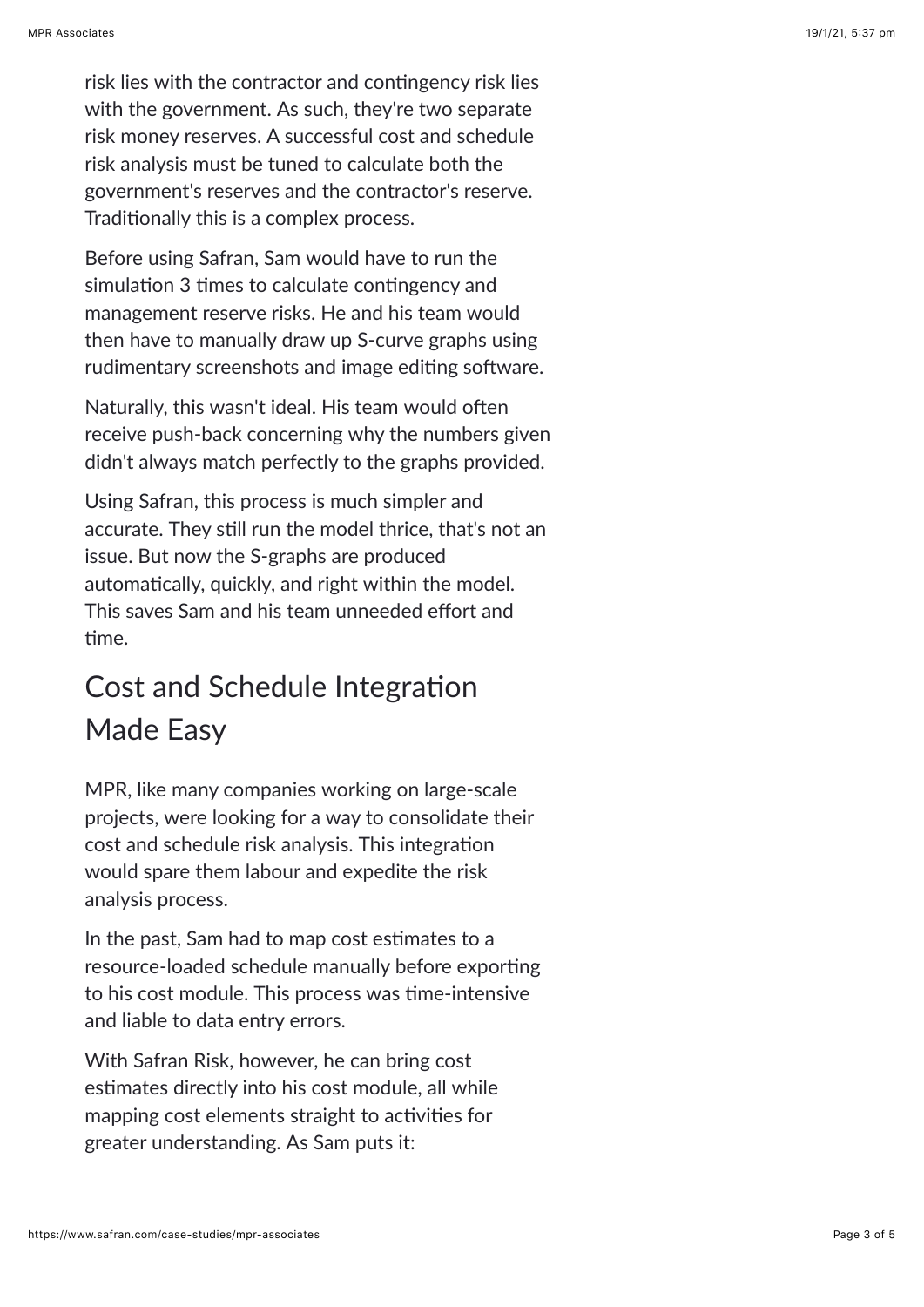risk lies with the contractor and contingency risk lies with the government. As such, they're two separate risk money reserves. A successful cost and schedule risk analysis must be tuned to calculate both the government's reserves and the contractor's reserve. Traditionally this is a complex process.

Before using Safran, Sam would have to run the simulation 3 times to calculate contingency and management reserve risks. He and his team would then have to manually draw up S-curve graphs using rudimentary screenshots and image editing software.

Naturally, this wasn't ideal. His team would often receive push-back concerning why the numbers given didn't always match perfectly to the graphs provided.

Using Safran, this process is much simpler and accurate. They still run the model thrice, that's not an issue. But now the S-graphs are produced automatically, quickly, and right within the model. This saves Sam and his team unneeded effort and time.

## Cost and Schedule Integration Made Easy

MPR, like many companies working on large-scale projects, were looking for a way to consolidate their cost and schedule risk analysis. This integration would spare them labour and expedite the risk analysis process.

In the past, Sam had to map cost estimates to a resource-loaded schedule manually before exporting to his cost module. This process was time-intensive and liable to data entry errors.

With Safran Risk, however, he can bring cost estimates directly into his cost module, all while mapping cost elements straight to activities for greater understanding. As Sam puts it: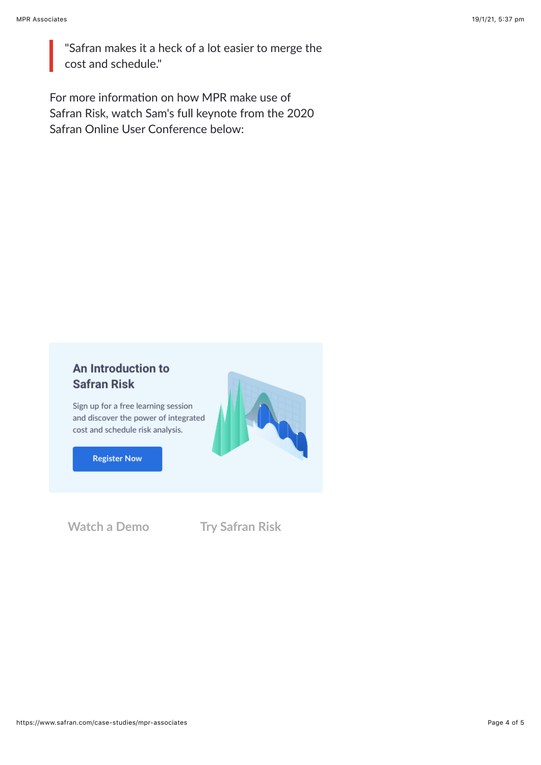> "Safran makes it a heck of a lot easier to merge the cost and schedule."

For more information on how MPR make use of Safran Risk, watch Sam's full keynote from the 2020 Safran Online User Conference below:

## An Introduction to Safran Risk

Sign up for a free learning session and discover the power of integrated cost and schedule risk analysis.

Register Now

Watch a Demo

Try Safran Risk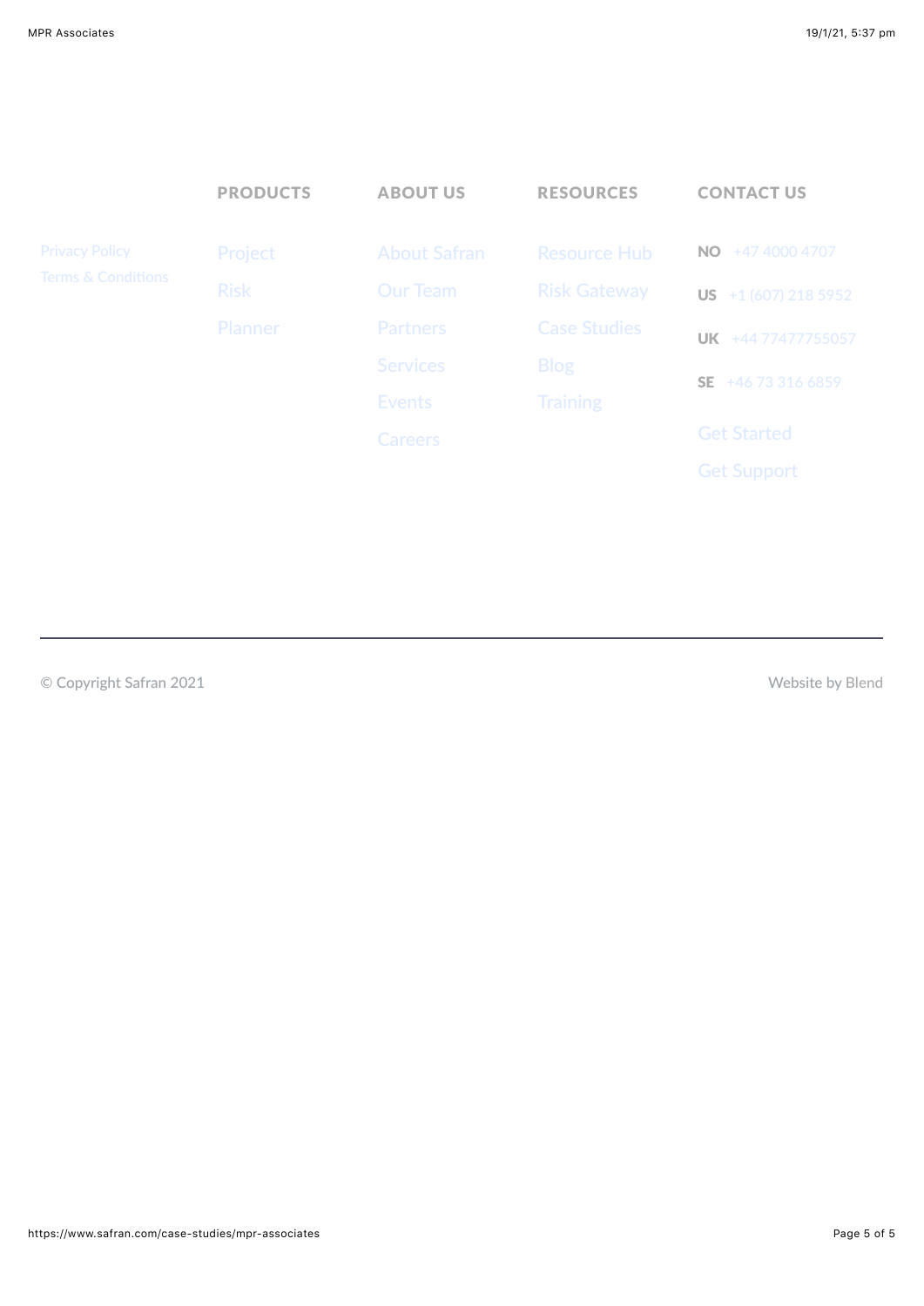Privacy Policy
Terms & Conditions

**PRODUCTS**

Project
Risk
Planner

**ABOUT US**

About Safran
Our Team
Partners
Services
Events
Careers

**RESOURCES**

Resource Hub
Risk Gateway
Case Studies
Blog
Training

**CONTACT US**

**NO** +47 4000 4707

**US** +1 (607) 218 5952

**UK** +44 77477755057

**SE** +46 73 316 6859

Get Started

Get Support

---

© Copyright Safran 2021

Website by Blend